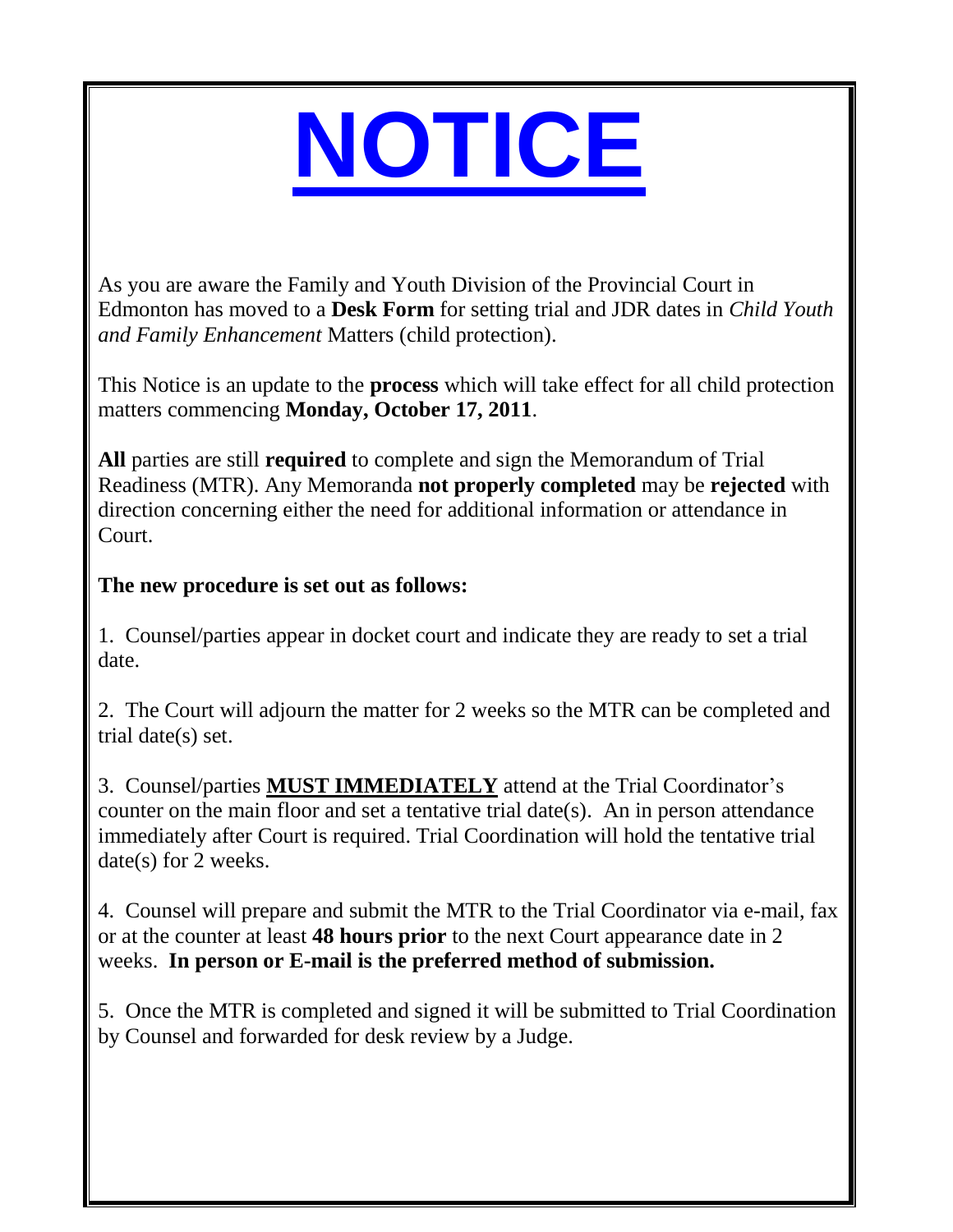# NOTICE

As you are aware the Family and Youth Division of the Provincial Court in Edmonton has moved to a **Desk Form** for setting trial and JDR dates in *Child Youth and Family Enhancement* Matters (child protection).

This Notice is an update to the **process** which will take effect for all child protection matters commencing **Monday, October 17, 2011**.

**All** parties are still **required** to complete and sign the Memorandum of Trial Readiness (MTR). Any Memoranda **not properly completed** may be **rejected** with direction concerning either the need for additional information or attendance in Court.

**The new procedure is set out as follows:**

1. Counsel/parties appear in docket court and indicate they are ready to set a trial date.

2. The Court will adjourn the matter for 2 weeks so the MTR can be completed and trial date(s) set.

3. Counsel/parties **MUST IMMEDIATELY** attend at the Trial Coordinator's counter on the main floor and set a tentative trial date(s). An in person attendance immediately after Court is required. Trial Coordination will hold the tentative trial date(s) for 2 weeks.

4. Counsel will prepare and submit the MTR to the Trial Coordinator via e-mail, fax or at the counter at least **48 hours prior** to the next Court appearance date in 2 weeks. **In person or E-mail is the preferred method of submission.**

5. Once the MTR is completed and signed it will be submitted to Trial Coordination by Counsel and forwarded for desk review by a Judge.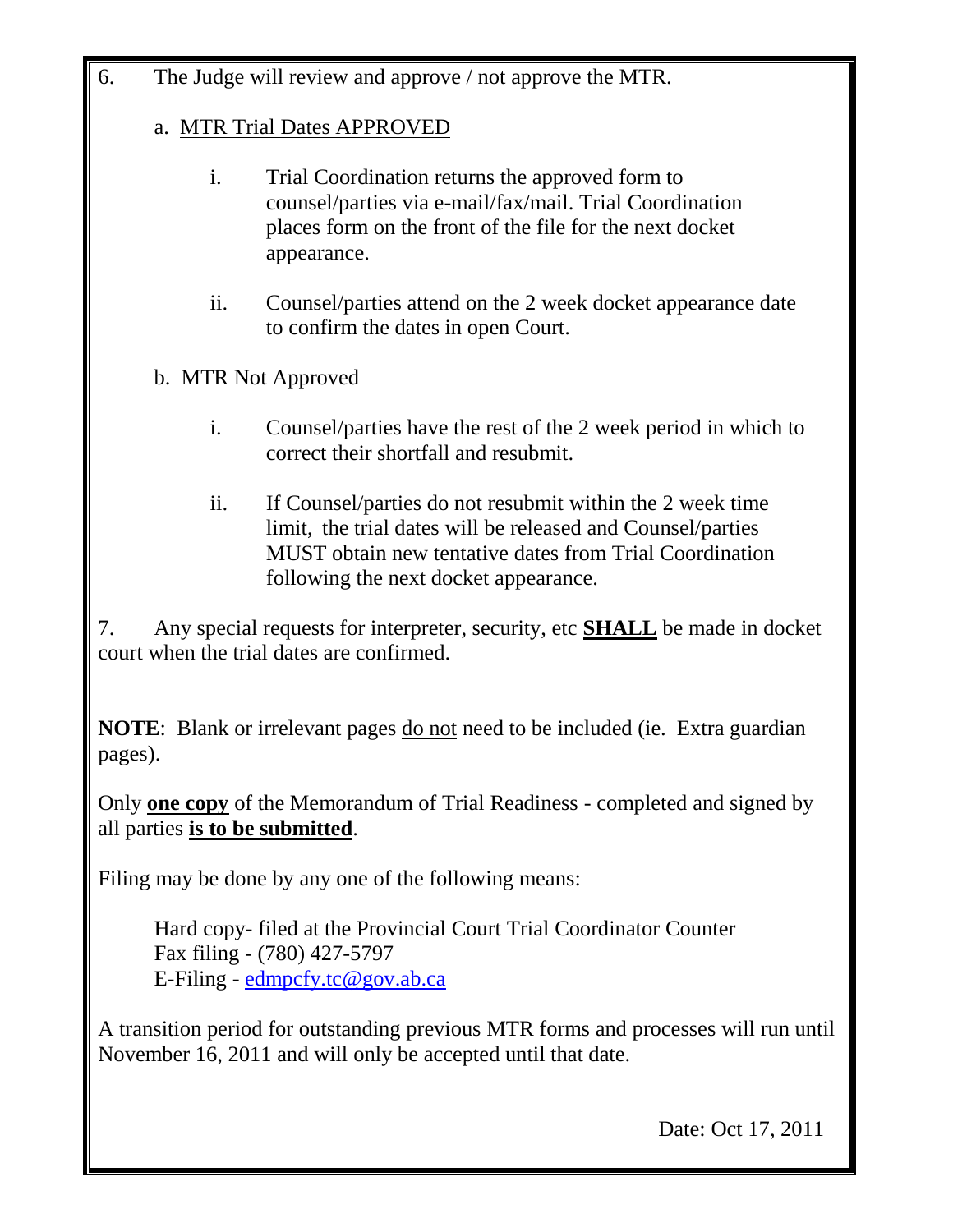6. The Judge will review and approve / not approve the MTR.

   a. MTR Trial Dates APPROVED

      i. Trial Coordination returns the approved form to counsel/parties via e-mail/fax/mail. Trial Coordination places form on the front of the file for the next docket appearance.

      ii. Counsel/parties attend on the 2 week docket appearance date to confirm the dates in open Court.

   b. MTR Not Approved

      i. Counsel/parties have the rest of the 2 week period in which to correct their shortfall and resubmit.

      ii. If Counsel/parties do not resubmit within the 2 week time limit, the trial dates will be released and Counsel/parties MUST obtain new tentative dates from Trial Coordination following the next docket appearance.

7. Any special requests for interpreter, security, etc **SHALL** be made in docket court when the trial dates are confirmed.

**NOTE**: Blank or irrelevant pages do not need to be included (ie. Extra guardian pages).

Only **one copy** of the Memorandum of Trial Readiness - completed and signed by all parties **is to be submitted**.

Filing may be done by any one of the following means:

Hard copy- filed at the Provincial Court Trial Coordinator Counter
Fax filing - (780) 427-5797
E-Filing - edmpcfy.tc@gov.ab.ca

A transition period for outstanding previous MTR forms and processes will run until November 16, 2011 and will only be accepted until that date.

Date: Oct 17, 2011